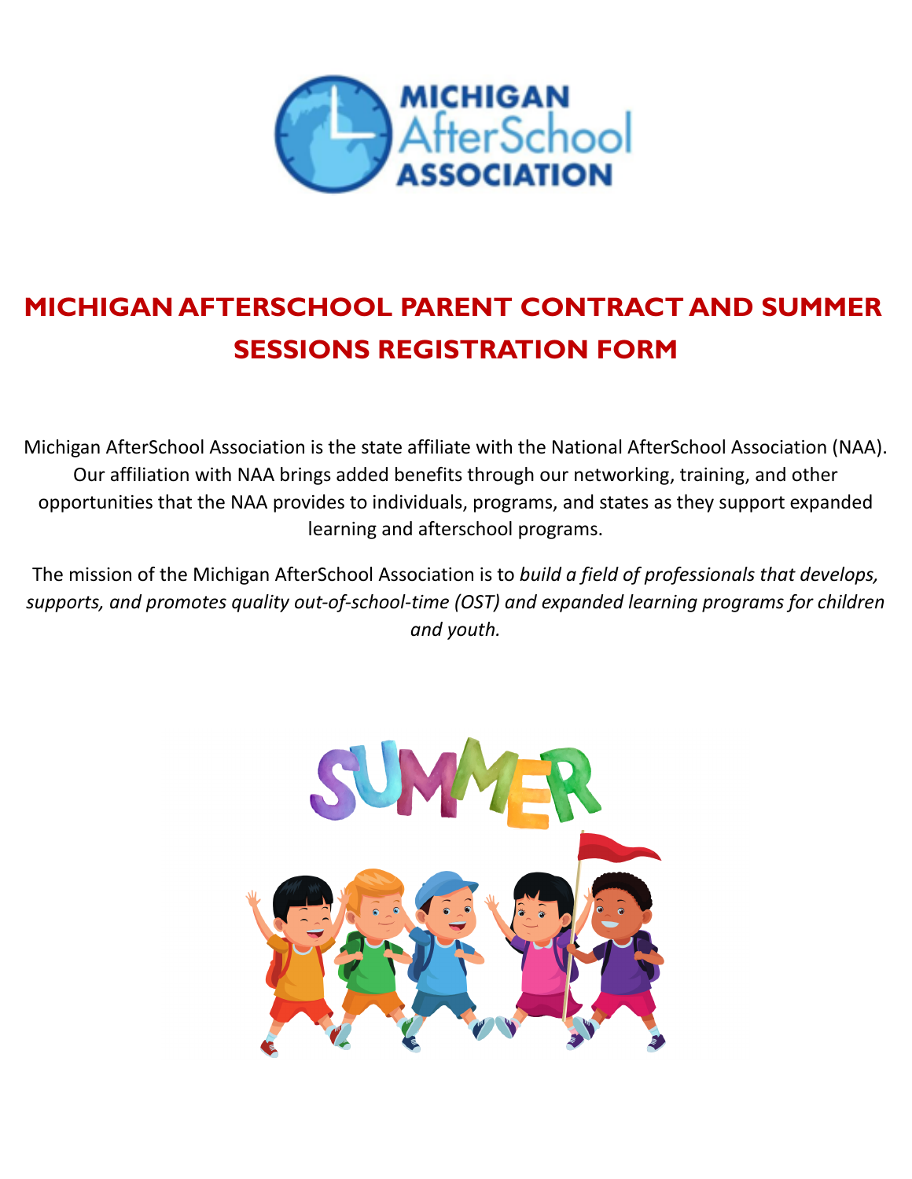# MICHIGAN AFTERSCHOOL PARENT CONTRACT AND SUMMER SESSIONS REGISTRATION FORM

Michigan AfterSchool Association is the state affiliate with the National AfterSchool Association (NAA). Our affiliation with NAA brings added benefits through our networking, training, and other opportunities that the NAA provides to individuals, programs, and states as they support expanded learning and afterschool programs.

The mission of the Michigan AfterSchool Association is to *build a field of professionals that develops, supports, and promotes quality out-of-school-time (OST) and expanded learning programs for children and youth.*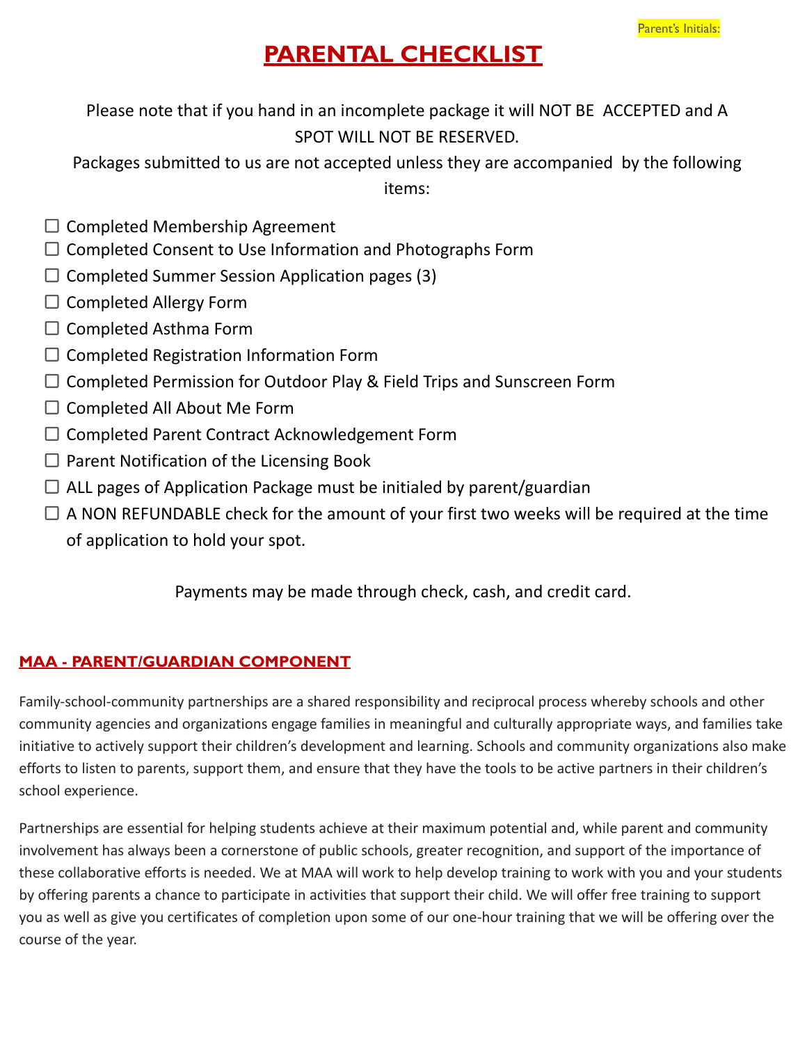Parent's Initials:

# PARENTAL CHECKLIST

Please note that if you hand in an incomplete package it will NOT BE ACCEPTED and A SPOT WILL NOT BE RESERVED.

Packages submitted to us are not accepted unless they are accompanied by the following items:

- ☐ Completed Membership Agreement
- ☐ Completed Consent to Use Information and Photographs Form
- ☐ Completed Summer Session Application pages (3)
- ☐ Completed Allergy Form
- ☐ Completed Asthma Form
- ☐ Completed Registration Information Form
- ☐ Completed Permission for Outdoor Play & Field Trips and Sunscreen Form
- ☐ Completed All About Me Form
- ☐ Completed Parent Contract Acknowledgement Form
- ☐ Parent Notification of the Licensing Book
- ☐ ALL pages of Application Package must be initialed by parent/guardian
- ☐ A NON REFUNDABLE check for the amount of your first two weeks will be required at the time of application to hold your spot.

Payments may be made through check, cash, and credit card.

## MAA - PARENT/GUARDIAN COMPONENT

Family-school-community partnerships are a shared responsibility and reciprocal process whereby schools and other community agencies and organizations engage families in meaningful and culturally appropriate ways, and families take initiative to actively support their children's development and learning. Schools and community organizations also make efforts to listen to parents, support them, and ensure that they have the tools to be active partners in their children's school experience.

Partnerships are essential for helping students achieve at their maximum potential and, while parent and community involvement has always been a cornerstone of public schools, greater recognition, and support of the importance of these collaborative efforts is needed. We at MAA will work to help develop training to work with you and your students by offering parents a chance to participate in activities that support their child. We will offer free training to support you as well as give you certificates of completion upon some of our one-hour training that we will be offering over the course of the year.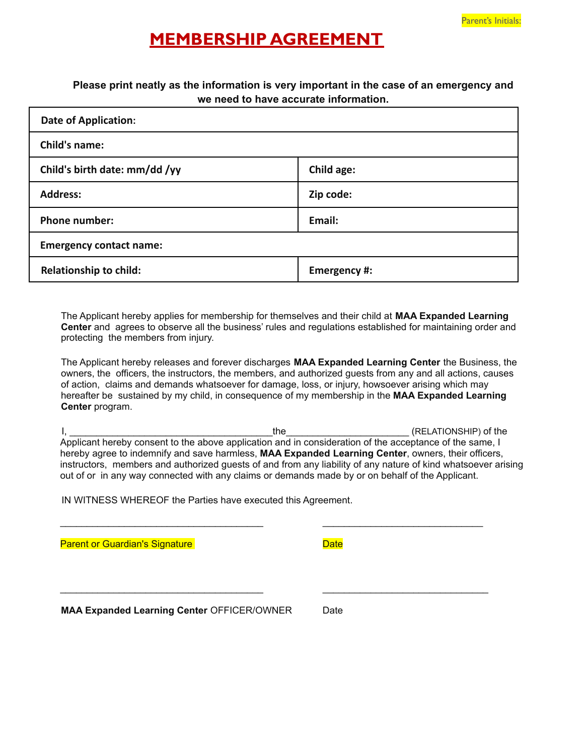Parent's Initials:

# MEMBERSHIP AGREEMENT

**Please print neatly as the information is very important in the case of an emergency and we need to have accurate information.**

| **Date of Application:** | |
|---|---|
| **Child's name:** | |
| **Child's birth date: mm/dd /yy** | **Child age:** |
| **Address:** | **Zip code:** |
| **Phone number:** | **Email:** |
| **Emergency contact name:** | |
| **Relationship to child:** | **Emergency #:** |

The Applicant hereby applies for membership for themselves and their child at **MAA Expanded Learning Center** and agrees to observe all the business' rules and regulations established for maintaining order and protecting the members from injury.

The Applicant hereby releases and forever discharges **MAA Expanded Learning Center** the Business, the owners, the officers, the instructors, the members, and authorized guests from any and all actions, causes of action, claims and demands whatsoever for damage, loss, or injury, howsoever arising which may hereafter be sustained by my child, in consequence of my membership in the **MAA Expanded Learning Center** program.

I, ____________________________________the_____________________ (RELATIONSHIP) of the Applicant hereby consent to the above application and in consideration of the acceptance of the same, I hereby agree to indemnify and save harmless, **MAA Expanded Learning Center**, owners, their officers, instructors, members and authorized guests of and from any liability of any nature of kind whatsoever arising out of or in any way connected with any claims or demands made by or on behalf of the Applicant.

IN WITNESS WHEREOF the Parties have executed this Agreement.

____________________________________ ____________________________

Parent or Guardian's Signature Date

____________________________________ ____________________________

**MAA Expanded Learning Center** OFFICER/OWNER Date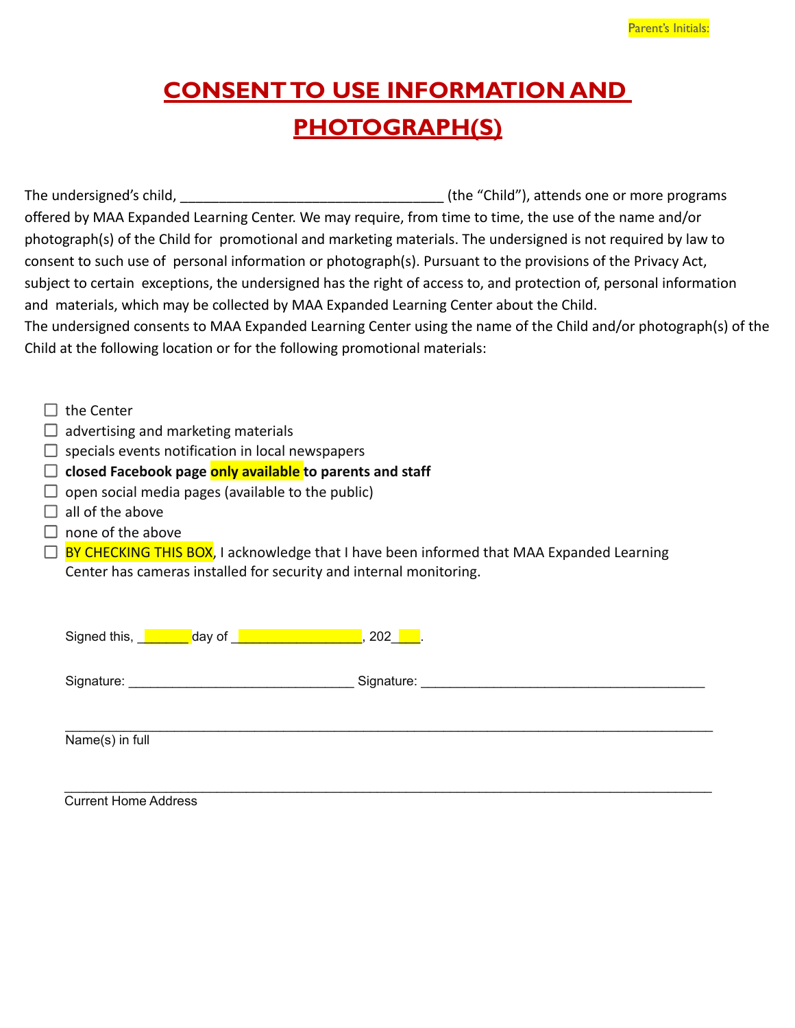Parent's Initials:

# CONSENT TO USE INFORMATION AND PHOTOGRAPH(S)

The undersigned's child, ___________________________________ (the "Child"), attends one or more programs offered by MAA Expanded Learning Center. We may require, from time to time, the use of the name and/or photograph(s) of the Child for promotional and marketing materials. The undersigned is not required by law to consent to such use of personal information or photograph(s). Pursuant to the provisions of the Privacy Act, subject to certain exceptions, the undersigned has the right of access to, and protection of, personal information and materials, which may be collected by MAA Expanded Learning Center about the Child.
The undersigned consents to MAA Expanded Learning Center using the name of the Child and/or photograph(s) of the Child at the following location or for the following promotional materials:

- ☐ the Center
- ☐ advertising and marketing materials
- ☐ specials events notification in local newspapers
- ☐ **closed Facebook page only available to parents and staff**
- ☐ open social media pages (available to the public)
- ☐ all of the above
- ☐ none of the above
- ☐ BY CHECKING THIS BOX, I acknowledge that I have been informed that MAA Expanded Learning Center has cameras installed for security and internal monitoring.

Signed this, _______ day of __________________, 202___.

Signature: ______________________________ Signature: ______________________________________

_____________________________________________________________________________________
Name(s) in full

_____________________________________________________________________________________
Current Home Address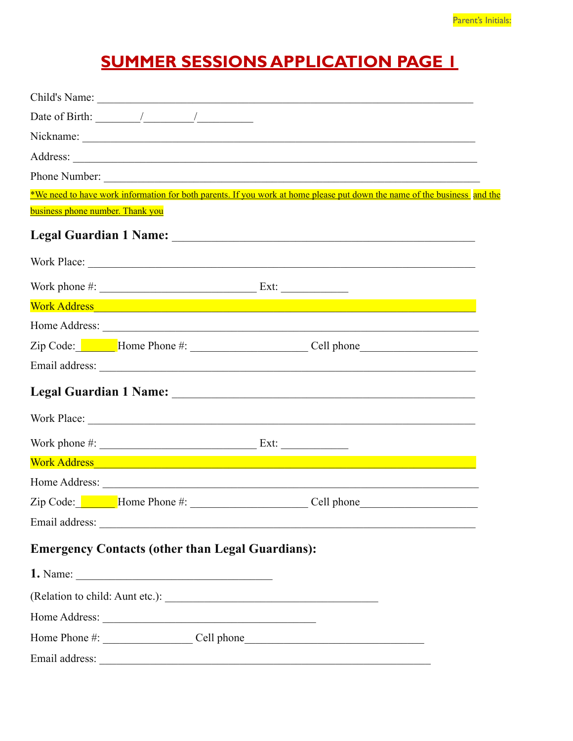Parent's Initials:

# SUMMER SESSIONS APPLICATION PAGE 1

Child's Name: ___________________________________________________________________

Date of Birth: ________/_________/__________

Nickname: ______________________________________________________________________

Address: ________________________________________________________________________

Phone Number: ___________________________________________________________________

*We need to have work information for both parents. If you work at home please put down the name of the business and the business phone number. Thank you

**Legal Guardian 1 Name:** ______________________________________________________

Work Place: _____________________________________________________________________

Work phone #: ____________________________ Ext: ____________

Work Address____________________________________________________________________

Home Address: ___________________________________________________________________

Zip Code:_______ Home Phone #: _____________________ Cell phone_____________________

Email address: __________________________________________________________________

**Legal Guardian 1 Name:** ______________________________________________________

Work Place: _____________________________________________________________________

Work phone #: ____________________________ Ext: ____________

Work Address____________________________________________________________________

Home Address: ___________________________________________________________________

Zip Code:_______ Home Phone #: _____________________ Cell phone_____________________

Email address: __________________________________________________________________

### Emergency Contacts (other than Legal Guardians):

**1.** Name: __________________________________

(Relation to child: Aunt etc.): _______________________________________

Home Address: _______________________________________

Home Phone #: ________________ Cell phone________________________________

Email address: ____________________________________________________________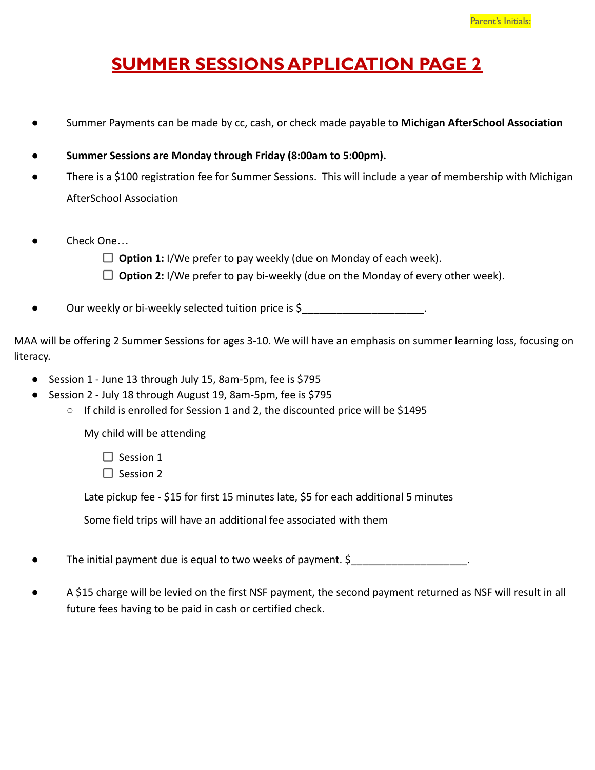Parent's Initials:

# SUMMER SESSIONS APPLICATION PAGE 2

- Summer Payments can be made by cc, cash, or check made payable to **Michigan AfterSchool Association**
- **Summer Sessions are Monday through Friday (8:00am to 5:00pm).**
- There is a $100 registration fee for Summer Sessions. This will include a year of membership with Michigan AfterSchool Association
- Check One…
  - ☐ **Option 1:** I/We prefer to pay weekly (due on Monday of each week).
  - ☐ **Option 2:** I/We prefer to pay bi-weekly (due on the Monday of every other week).
- Our weekly or bi-weekly selected tuition price is $____________________.

MAA will be offering 2 Summer Sessions for ages 3-10. We will have an emphasis on summer learning loss, focusing on literacy.

- Session 1 - June 13 through July 15, 8am-5pm, fee is $795
- Session 2 - July 18 through August 19, 8am-5pm, fee is $795
  - If child is enrolled for Session 1 and 2, the discounted price will be $1495

  My child will be attending

  - ☐ Session 1
  - ☐ Session 2

  Late pickup fee - $15 for first 15 minutes late, $5 for each additional 5 minutes

  Some field trips will have an additional fee associated with them

- The initial payment due is equal to two weeks of payment. $___________________.
- A $15 charge will be levied on the first NSF payment, the second payment returned as NSF will result in all future fees having to be paid in cash or certified check.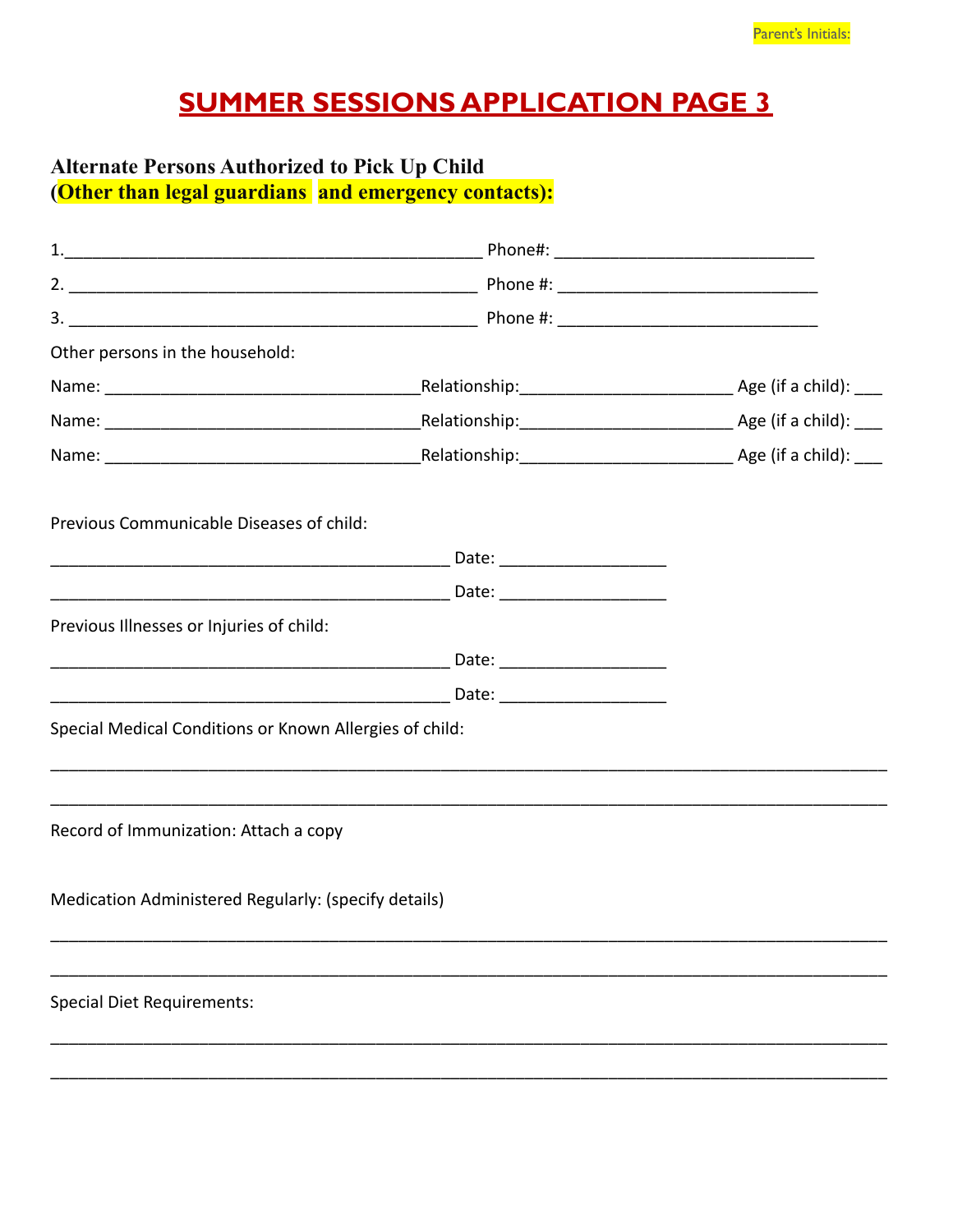Parent's Initials:

# SUMMER SESSIONS APPLICATION PAGE 3

### Alternate Persons Authorized to Pick Up Child
### (Other than legal guardians and emergency contacts):

1.\_\_\_\_\_\_\_\_\_\_\_\_\_\_\_\_\_\_\_\_\_\_\_\_\_\_\_\_\_\_\_\_\_\_\_\_\_\_\_\_\_\_\_\_ Phone#: \_\_\_\_\_\_\_\_\_\_\_\_\_\_\_\_\_\_\_\_\_\_\_\_\_\_\_\_

2. \_\_\_\_\_\_\_\_\_\_\_\_\_\_\_\_\_\_\_\_\_\_\_\_\_\_\_\_\_\_\_\_\_\_\_\_\_\_\_\_\_\_\_\_ Phone #: \_\_\_\_\_\_\_\_\_\_\_\_\_\_\_\_\_\_\_\_\_\_\_\_\_\_\_\_

3. \_\_\_\_\_\_\_\_\_\_\_\_\_\_\_\_\_\_\_\_\_\_\_\_\_\_\_\_\_\_\_\_\_\_\_\_\_\_\_\_\_\_\_\_ Phone #: \_\_\_\_\_\_\_\_\_\_\_\_\_\_\_\_\_\_\_\_\_\_\_\_\_\_\_\_

Other persons in the household:

Name: \_\_\_\_\_\_\_\_\_\_\_\_\_\_\_\_\_\_\_\_\_\_\_\_\_\_\_\_\_\_\_\_\_\_Relationship:\_\_\_\_\_\_\_\_\_\_\_\_\_\_\_\_\_\_\_\_\_\_\_ Age (if a child): \_\_\_

Name: \_\_\_\_\_\_\_\_\_\_\_\_\_\_\_\_\_\_\_\_\_\_\_\_\_\_\_\_\_\_\_\_\_\_Relationship:\_\_\_\_\_\_\_\_\_\_\_\_\_\_\_\_\_\_\_\_\_\_\_ Age (if a child): \_\_\_

Name: \_\_\_\_\_\_\_\_\_\_\_\_\_\_\_\_\_\_\_\_\_\_\_\_\_\_\_\_\_\_\_\_\_\_Relationship:\_\_\_\_\_\_\_\_\_\_\_\_\_\_\_\_\_\_\_\_\_\_\_ Age (if a child): \_\_\_

Previous Communicable Diseases of child:

\_\_\_\_\_\_\_\_\_\_\_\_\_\_\_\_\_\_\_\_\_\_\_\_\_\_\_\_\_\_\_\_\_\_\_\_\_\_\_\_\_\_\_\_ Date: \_\_\_\_\_\_\_\_\_\_\_\_\_\_\_\_\_\_

\_\_\_\_\_\_\_\_\_\_\_\_\_\_\_\_\_\_\_\_\_\_\_\_\_\_\_\_\_\_\_\_\_\_\_\_\_\_\_\_\_\_\_\_ Date: \_\_\_\_\_\_\_\_\_\_\_\_\_\_\_\_\_\_

Previous Illnesses or Injuries of child:

\_\_\_\_\_\_\_\_\_\_\_\_\_\_\_\_\_\_\_\_\_\_\_\_\_\_\_\_\_\_\_\_\_\_\_\_\_\_\_\_\_\_\_\_ Date: \_\_\_\_\_\_\_\_\_\_\_\_\_\_\_\_\_\_

\_\_\_\_\_\_\_\_\_\_\_\_\_\_\_\_\_\_\_\_\_\_\_\_\_\_\_\_\_\_\_\_\_\_\_\_\_\_\_\_\_\_\_\_ Date: \_\_\_\_\_\_\_\_\_\_\_\_\_\_\_\_\_\_

Special Medical Conditions or Known Allergies of child:

\_\_\_\_\_\_\_\_\_\_\_\_\_\_\_\_\_\_\_\_\_\_\_\_\_\_\_\_\_\_\_\_\_\_\_\_\_\_\_\_\_\_\_\_\_\_\_\_\_\_\_\_\_\_\_\_\_\_\_\_\_\_\_\_\_\_\_\_\_\_\_\_\_\_\_\_\_\_\_\_\_\_\_\_\_\_\_\_\_\_\_\_\_\_

\_\_\_\_\_\_\_\_\_\_\_\_\_\_\_\_\_\_\_\_\_\_\_\_\_\_\_\_\_\_\_\_\_\_\_\_\_\_\_\_\_\_\_\_\_\_\_\_\_\_\_\_\_\_\_\_\_\_\_\_\_\_\_\_\_\_\_\_\_\_\_\_\_\_\_\_\_\_\_\_\_\_\_\_\_\_\_\_\_\_\_\_\_\_

Record of Immunization: Attach a copy

Medication Administered Regularly: (specify details)

\_\_\_\_\_\_\_\_\_\_\_\_\_\_\_\_\_\_\_\_\_\_\_\_\_\_\_\_\_\_\_\_\_\_\_\_\_\_\_\_\_\_\_\_\_\_\_\_\_\_\_\_\_\_\_\_\_\_\_\_\_\_\_\_\_\_\_\_\_\_\_\_\_\_\_\_\_\_\_\_\_\_\_\_\_\_\_\_\_\_\_\_\_\_

\_\_\_\_\_\_\_\_\_\_\_\_\_\_\_\_\_\_\_\_\_\_\_\_\_\_\_\_\_\_\_\_\_\_\_\_\_\_\_\_\_\_\_\_\_\_\_\_\_\_\_\_\_\_\_\_\_\_\_\_\_\_\_\_\_\_\_\_\_\_\_\_\_\_\_\_\_\_\_\_\_\_\_\_\_\_\_\_\_\_\_\_\_\_

Special Diet Requirements:

\_\_\_\_\_\_\_\_\_\_\_\_\_\_\_\_\_\_\_\_\_\_\_\_\_\_\_\_\_\_\_\_\_\_\_\_\_\_\_\_\_\_\_\_\_\_\_\_\_\_\_\_\_\_\_\_\_\_\_\_\_\_\_\_\_\_\_\_\_\_\_\_\_\_\_\_\_\_\_\_\_\_\_\_\_\_\_\_\_\_\_\_\_\_

\_\_\_\_\_\_\_\_\_\_\_\_\_\_\_\_\_\_\_\_\_\_\_\_\_\_\_\_\_\_\_\_\_\_\_\_\_\_\_\_\_\_\_\_\_\_\_\_\_\_\_\_\_\_\_\_\_\_\_\_\_\_\_\_\_\_\_\_\_\_\_\_\_\_\_\_\_\_\_\_\_\_\_\_\_\_\_\_\_\_\_\_\_\_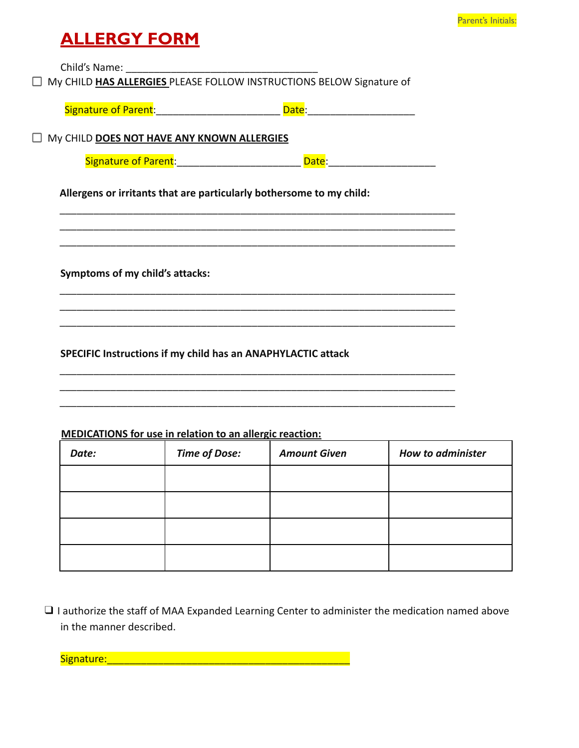Parent's Initials:

# ALLERGY FORM

Child's Name: ___________________________________

☐ My CHILD **HAS ALLERGIES** PLEASE FOLLOW INSTRUCTIONS BELOW Signature of

Signature of Parent:______________________ Date:___________________

☐ My CHILD **DOES NOT HAVE ANY KNOWN ALLERGIES**

Signature of Parent:______________________ Date:___________________

**Allergens or irritants that are particularly bothersome to my child:**

_______________________________________________________________________

_______________________________________________________________________

_______________________________________________________________________

**Symptoms of my child's attacks:**

_______________________________________________________________________

_______________________________________________________________________

_______________________________________________________________________

**SPECIFIC Instructions if my child has an ANAPHYLACTIC attack**

_______________________________________________________________________

_______________________________________________________________________

_______________________________________________________________________

**MEDICATIONS for use in relation to an allergic reaction:**

| ***Date:*** | ***Time of Dose:*** | ***Amount Given*** | ***How to administer*** |
|---|---|---|---|
| | | | |
| | | | |
| | | | |
| | | | |

❑ I authorize the staff of MAA Expanded Learning Center to administer the medication named above in the manner described.

Signature:____________________________________________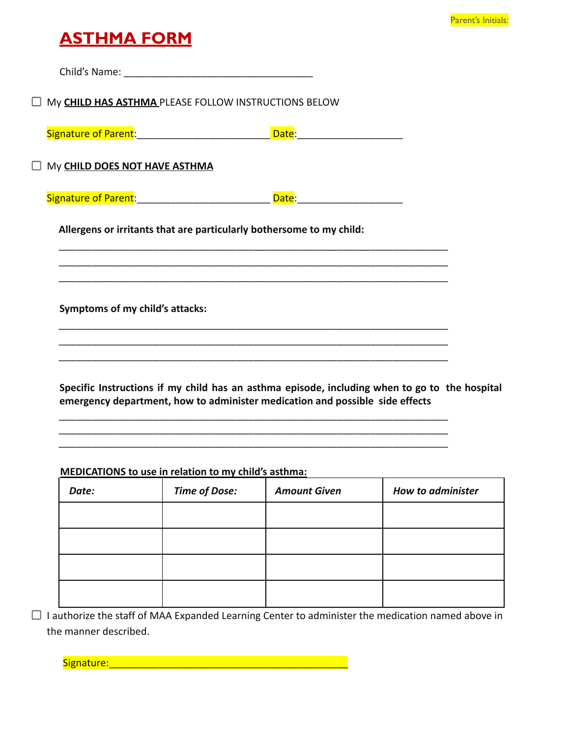Parent's Initials:

# ASTHMA FORM

Child's Name: ___________________________________

☐ My **CHILD HAS ASTHMA** PLEASE FOLLOW INSTRUCTIONS BELOW

Signature of Parent:________________________ Date:___________________

☐ My **CHILD DOES NOT HAVE ASTHMA**

Signature of Parent:________________________ Date:___________________

**Allergens or irritants that are particularly bothersome to my child:**

_______________________________________________________________________
_______________________________________________________________________
_______________________________________________________________________

**Symptoms of my child's attacks:**

_______________________________________________________________________
_______________________________________________________________________
_______________________________________________________________________

**Specific Instructions if my child has an asthma episode, including when to go to the hospital emergency department, how to administer medication and possible side effects**

_______________________________________________________________________
_______________________________________________________________________
_______________________________________________________________________

**MEDICATIONS to use in relation to my child's asthma:**

| ***Date:*** | ***Time of Dose:*** | ***Amount Given*** | ***How to administer*** |
|---|---|---|---|
| | | | |
| | | | |
| | | | |
| | | | |

☐ I authorize the staff of MAA Expanded Learning Center to administer the medication named above in the manner described.

Signature:____________________________________________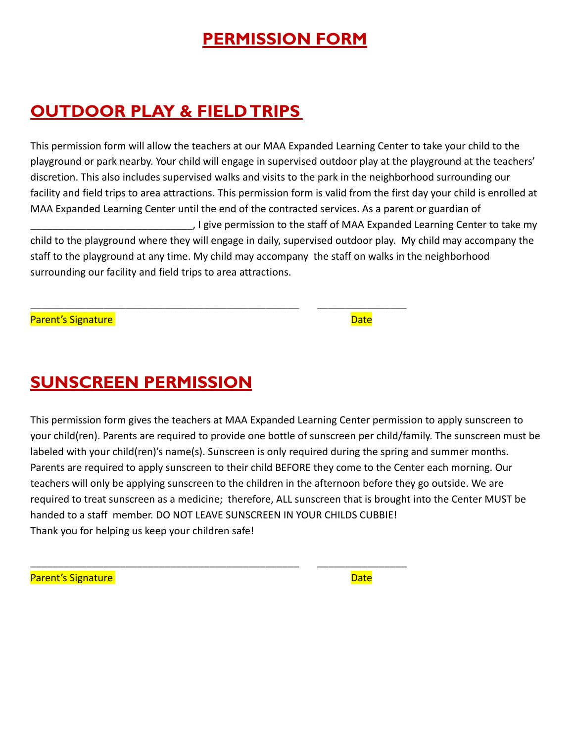# PERMISSION FORM

## OUTDOOR PLAY & FIELD TRIPS

This permission form will allow the teachers at our MAA Expanded Learning Center to take your child to the playground or park nearby. Your child will engage in supervised outdoor play at the playground at the teachers' discretion. This also includes supervised walks and visits to the park in the neighborhood surrounding our facility and field trips to area attractions. This permission form is valid from the first day your child is enrolled at MAA Expanded Learning Center until the end of the contracted services. As a parent or guardian of _____________________________, I give permission to the staff of MAA Expanded Learning Center to take my child to the playground where they will engage in daily, supervised outdoor play. My child may accompany the staff to the playground at any time. My child may accompany the staff on walks in the neighborhood surrounding our facility and field trips to area attractions.

_______________________________________________ _______________

Parent's Signature Date

## SUNSCREEN PERMISSION

This permission form gives the teachers at MAA Expanded Learning Center permission to apply sunscreen to your child(ren). Parents are required to provide one bottle of sunscreen per child/family. The sunscreen must be labeled with your child(ren)'s name(s). Sunscreen is only required during the spring and summer months. Parents are required to apply sunscreen to their child BEFORE they come to the Center each morning. Our teachers will only be applying sunscreen to the children in the afternoon before they go outside. We are required to treat sunscreen as a medicine; therefore, ALL sunscreen that is brought into the Center MUST be handed to a staff member. DO NOT LEAVE SUNSCREEN IN YOUR CHILDS CUBBIE!
Thank you for helping us keep your children safe!

_______________________________________________ _______________

Parent's Signature Date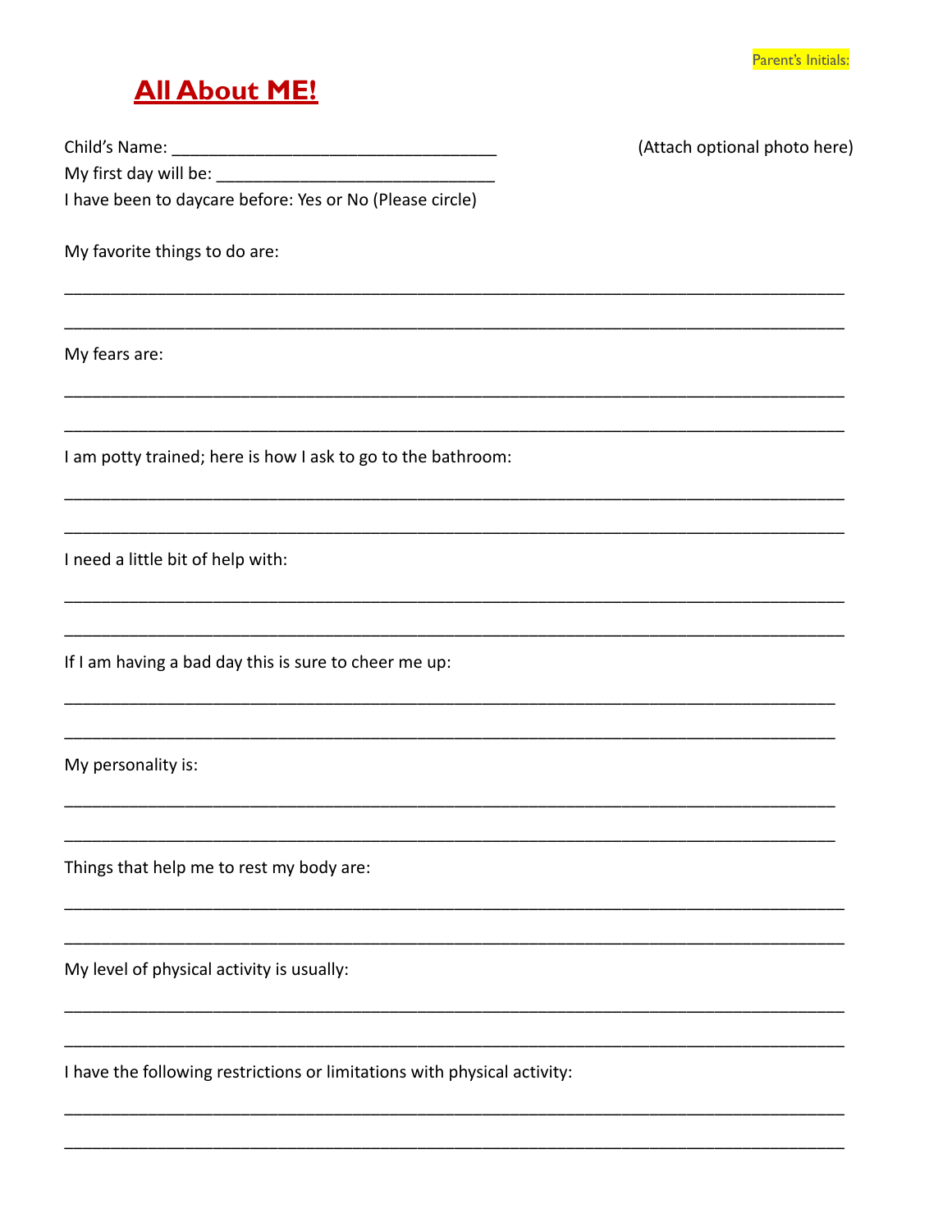Parent's Initials:

# All About ME!

Child's Name: ___________________________________ (Attach optional photo here)

My first day will be: ______________________________

I have been to daycare before: Yes or No (Please circle)

My favorite things to do are:

___________________________________________________________________________

___________________________________________________________________________

My fears are:

___________________________________________________________________________

___________________________________________________________________________

I am potty trained; here is how I ask to go to the bathroom:

___________________________________________________________________________

___________________________________________________________________________

I need a little bit of help with:

___________________________________________________________________________

___________________________________________________________________________

If I am having a bad day this is sure to cheer me up:

___________________________________________________________________________

___________________________________________________________________________

My personality is:

___________________________________________________________________________

___________________________________________________________________________

Things that help me to rest my body are:

___________________________________________________________________________

___________________________________________________________________________

My level of physical activity is usually:

___________________________________________________________________________

___________________________________________________________________________

I have the following restrictions or limitations with physical activity:

___________________________________________________________________________

___________________________________________________________________________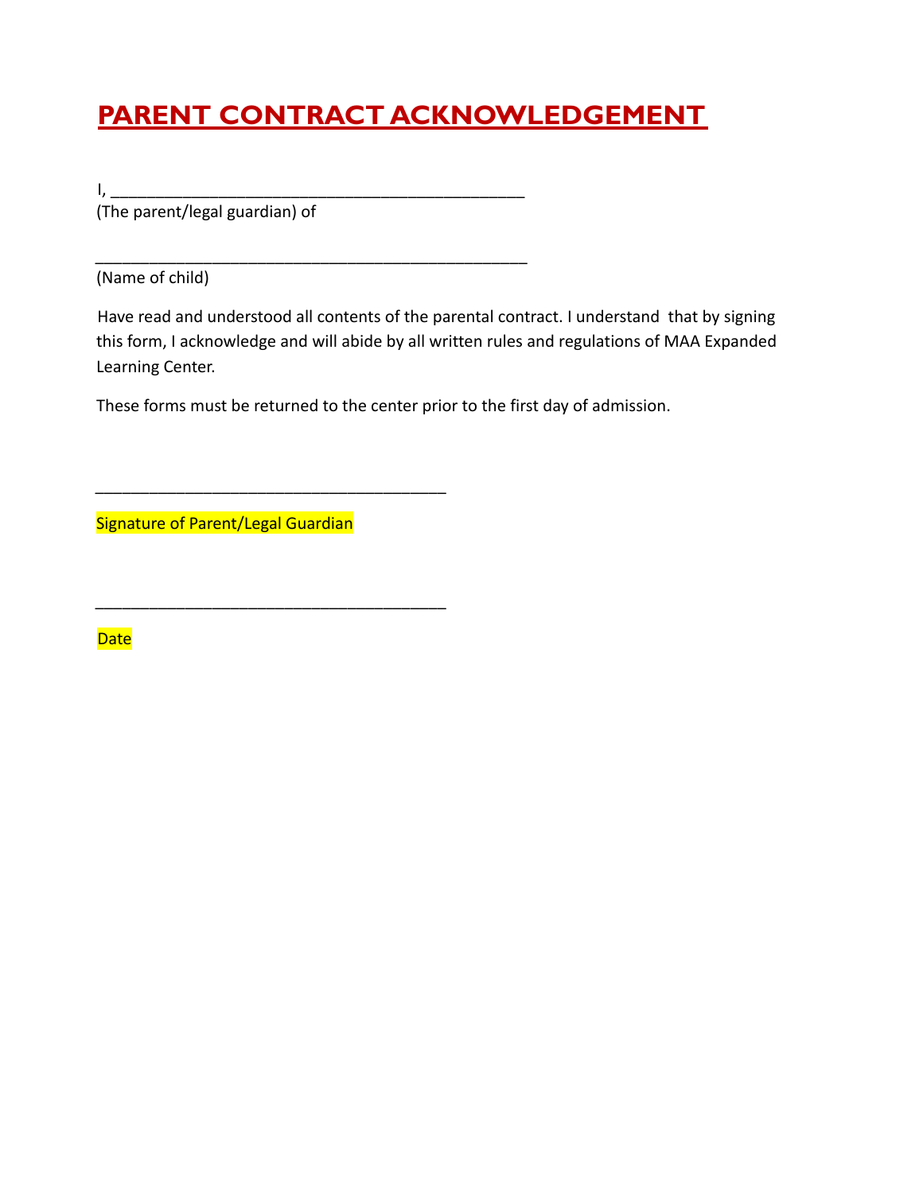# PARENT CONTRACT ACKNOWLEDGEMENT

I, _______________________________________________
(The parent/legal guardian) of

_________________________________________________
(Name of child)

Have read and understood all contents of the parental contract. I understand that by signing this form, I acknowledge and will abide by all written rules and regulations of MAA Expanded Learning Center.

These forms must be returned to the center prior to the first day of admission.

________________________________________

Signature of Parent/Legal Guardian

________________________________________

Date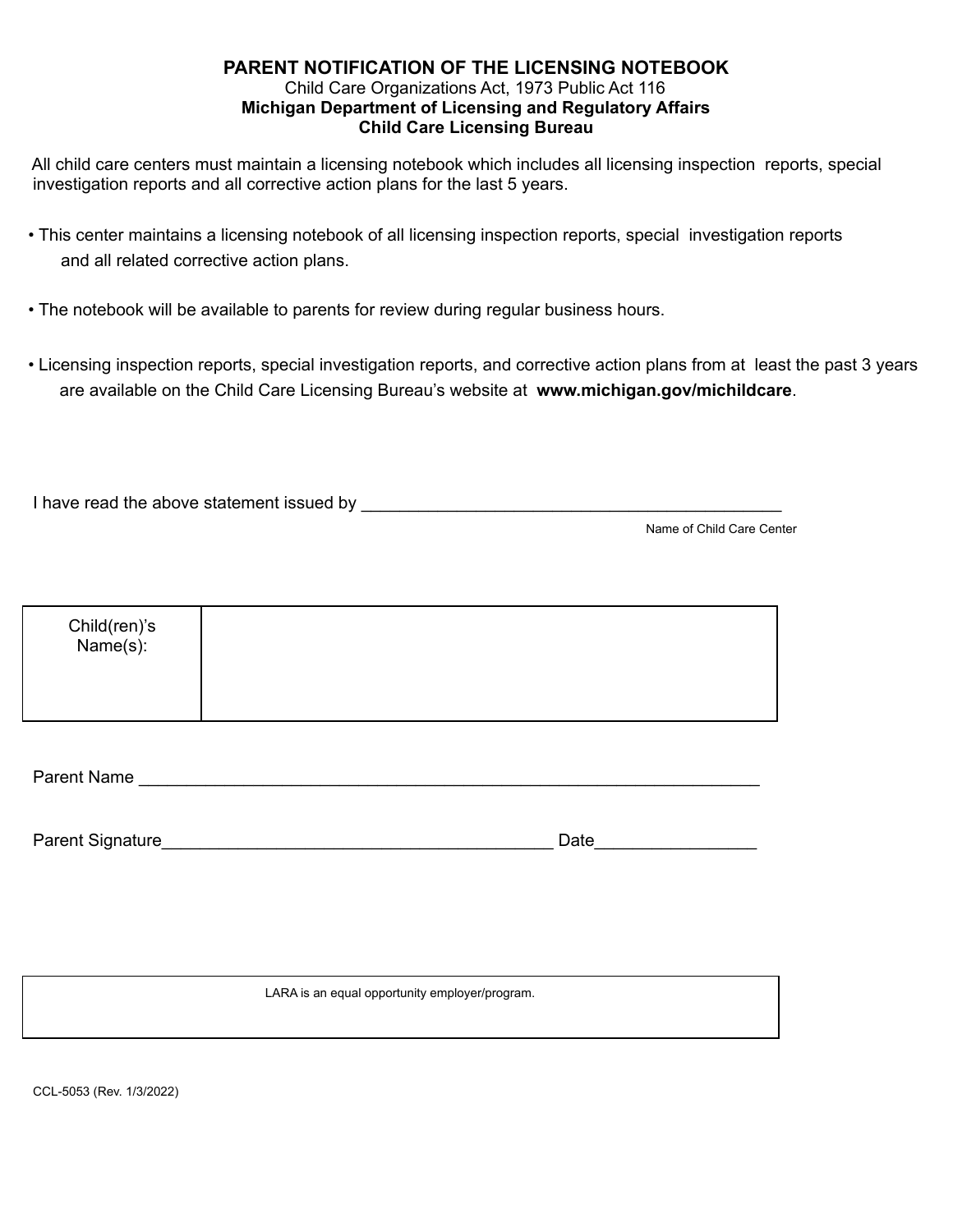# PARENT NOTIFICATION OF THE LICENSING NOTEBOOK

Child Care Organizations Act, 1973 Public Act 116

**Michigan Department of Licensing and Regulatory Affairs**

**Child Care Licensing Bureau**

All child care centers must maintain a licensing notebook which includes all licensing inspection reports, special investigation reports and all corrective action plans for the last 5 years.

- This center maintains a licensing notebook of all licensing inspection reports, special investigation reports and all related corrective action plans.
- The notebook will be available to parents for review during regular business hours.
- Licensing inspection reports, special investigation reports, and corrective action plans from at least the past 3 years are available on the Child Care Licensing Bureau's website at **www.michigan.gov/michildcare**.

I have read the above statement issued by ____________________________________________

Name of Child Care Center

| | |
|---|---|
| Child(ren)'s Name(s): | |

Parent Name ____________________________________________________________________

Parent Signature_________________________________________ Date_________________

LARA is an equal opportunity employer/program.

CCL-5053 (Rev. 1/3/2022)